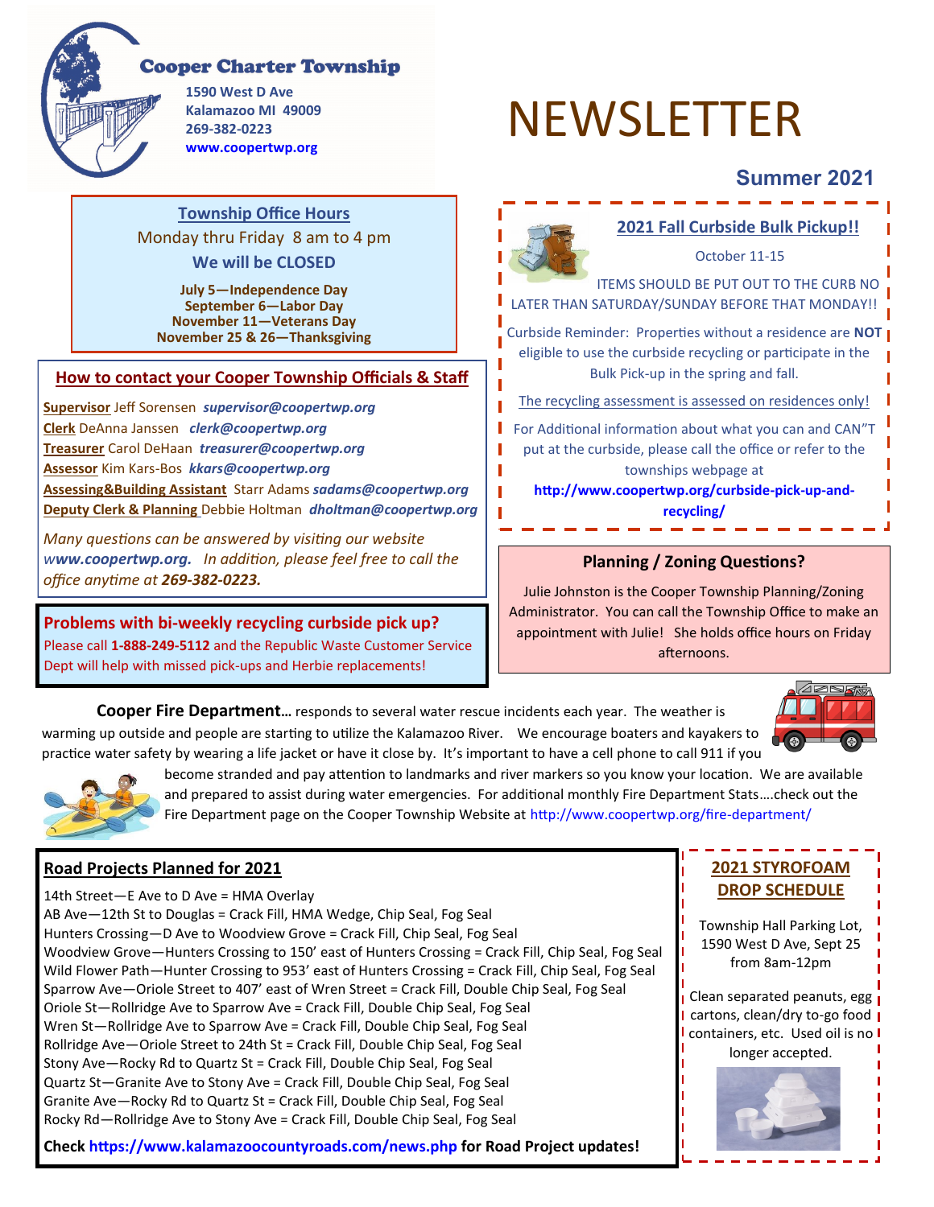# Cooper Charter Township

**1590 West D Ave**
**Kalamazoo MI 49009**
**269-382-0223**
**www.coopertwp.org**

# NEWSLETTER

## Summer 2021

### Township Office Hours

Monday thru Friday 8 am to 4 pm

**We will be CLOSED**

**July 5—Independence Day**
**September 6—Labor Day**
**November 11—Veterans Day**
**November 25 & 26—Thanksgiving**

### How to contact your Cooper Township Officials & Staff

**Supervisor** Jeff Sorensen ***supervisor@coopertwp.org***
**Clerk** DeAnna Janssen ***clerk@coopertwp.org***
**Treasurer** Carol DeHaan ***treasurer@coopertwp.org***
**Assessor** Kim Kars-Bos ***kkars@coopertwp.org***
**Assessing&Building Assistant** Starr Adams ***sadams@coopertwp.org***
**Deputy Clerk & Planning** Debbie Holtman ***dholtman@coopertwp.org***

*Many questions can be answered by visiting our website **www.coopertwp.org**. In addition, please feel free to call the office anytime at **269-382-0223.***

### Problems with bi-weekly recycling curbside pick up?

Please call **1-888-249-5112** and the Republic Waste Customer Service Dept will help with missed pick-ups and Herbie replacements!

### 2021 Fall Curbside Bulk Pickup!!

October 11-15

ITEMS SHOULD BE PUT OUT TO THE CURB NO LATER THAN SATURDAY/SUNDAY BEFORE THAT MONDAY!!

Curbside Reminder: Properties without a residence are **NOT** eligible to use the curbside recycling or participate in the Bulk Pick-up in the spring and fall.

The recycling assessment is assessed on residences only!

For Additional information about what you can and CAN"T put at the curbside, please call the office or refer to the townships webpage at **http://www.coopertwp.org/curbside-pick-up-and-recycling/**

### Planning / Zoning Questions?

Julie Johnston is the Cooper Township Planning/Zoning Administrator. You can call the Township Office to make an appointment with Julie! She holds office hours on Friday afternoons.

**Cooper Fire Department…** responds to several water rescue incidents each year. The weather is warming up outside and people are starting to utilize the Kalamazoo River. We encourage boaters and kayakers to practice water safety by wearing a life jacket or have it close by. It's important to have a cell phone to call 911 if you become stranded and pay attention to landmarks and river markers so you know your location. We are available and prepared to assist during water emergencies. For additional monthly Fire Department Stats….check out the Fire Department page on the Cooper Township Website at http://www.coopertwp.org/fire-department/

### Road Projects Planned for 2021

14th Street—E Ave to D Ave = HMA Overlay
AB Ave—12th St to Douglas = Crack Fill, HMA Wedge, Chip Seal, Fog Seal
Hunters Crossing—D Ave to Woodview Grove = Crack Fill, Chip Seal, Fog Seal
Woodview Grove—Hunters Crossing to 150' east of Hunters Crossing = Crack Fill, Chip Seal, Fog Seal
Wild Flower Path—Hunter Crossing to 953' east of Hunters Crossing = Crack Fill, Chip Seal, Fog Seal
Sparrow Ave—Oriole Street to 407' east of Wren Street = Crack Fill, Double Chip Seal, Fog Seal
Oriole St—Rollridge Ave to Sparrow Ave = Crack Fill, Double Chip Seal, Fog Seal
Wren St—Rollridge Ave to Sparrow Ave = Crack Fill, Double Chip Seal, Fog Seal
Rollridge Ave—Oriole Street to 24th St = Crack Fill, Double Chip Seal, Fog Seal
Stony Ave—Rocky Rd to Quartz St = Crack Fill, Double Chip Seal, Fog Seal
Quartz St—Granite Ave to Stony Ave = Crack Fill, Double Chip Seal, Fog Seal
Granite Ave—Rocky Rd to Quartz St = Crack Fill, Double Chip Seal, Fog Seal
Rocky Rd—Rollridge Ave to Stony Ave = Crack Fill, Double Chip Seal, Fog Seal

**Check https://www.kalamazoocountyroads.com/news.php for Road Project updates!**

### 2021 STYROFOAM DROP SCHEDULE

Township Hall Parking Lot, 1590 West D Ave, Sept 25 from 8am-12pm

Clean separated peanuts, egg cartons, clean/dry to-go food containers, etc. Used oil is no longer accepted.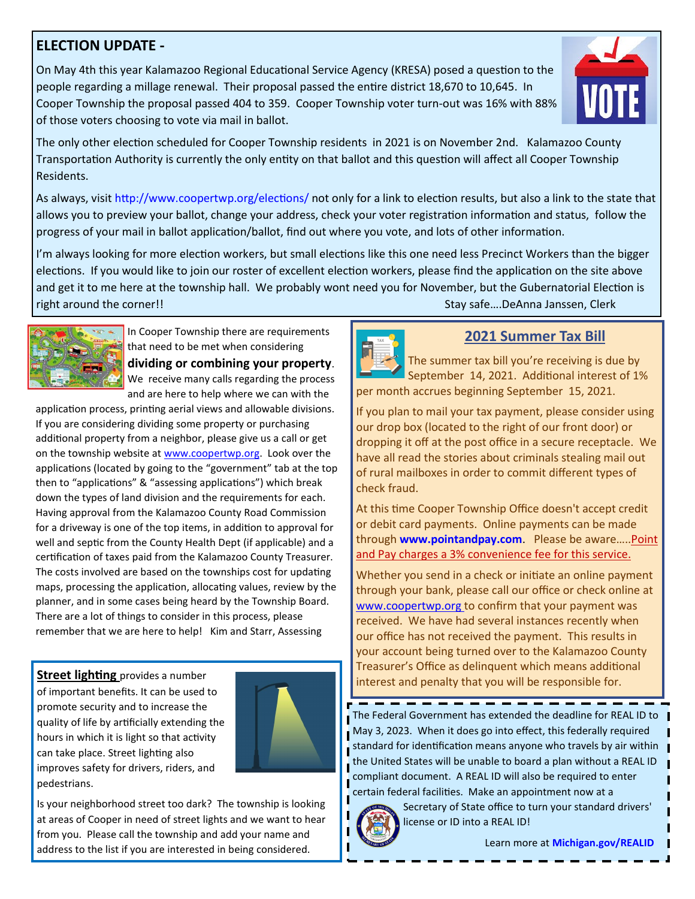## ELECTION UPDATE -

On May 4th this year Kalamazoo Regional Educational Service Agency (KRESA) posed a question to the people regarding a millage renewal. Their proposal passed the entire district 18,670 to 10,645. In Cooper Township the proposal passed 404 to 359. Cooper Township voter turn-out was 16% with 88% of those voters choosing to vote via mail in ballot.

The only other election scheduled for Cooper Township residents in 2021 is on November 2nd. Kalamazoo County Transportation Authority is currently the only entity on that ballot and this question will affect all Cooper Township Residents.

As always, visit http://www.coopertwp.org/elections/ not only for a link to election results, but also a link to the state that allows you to preview your ballot, change your address, check your voter registration information and status, follow the progress of your mail in ballot application/ballot, find out where you vote, and lots of other information.

I'm always looking for more election workers, but small elections like this one need less Precinct Workers than the bigger elections. If you would like to join our roster of excellent election workers, please find the application on the site above and get it to me here at the township hall. We probably wont need you for November, but the Gubernatorial Election is right around the corner!!

Stay safe….DeAnna Janssen, Clerk

In Cooper Township there are requirements that need to be met when considering **dividing or combining your property**. We receive many calls regarding the process and are here to help where we can with the application process, printing aerial views and allowable divisions. If you are considering dividing some property or purchasing additional property from a neighbor, please give us a call or get on the township website at www.coopertwp.org. Look over the applications (located by going to the "government" tab at the top then to "applications" & "assessing applications") which break down the types of land division and the requirements for each. Having approval from the Kalamazoo County Road Commission for a driveway is one of the top items, in addition to approval for well and septic from the County Health Dept (if applicable) and a certification of taxes paid from the Kalamazoo County Treasurer. The costs involved are based on the townships cost for updating maps, processing the application, allocating values, review by the planner, and in some cases being heard by the Township Board. There are a lot of things to consider in this process, please remember that we are here to help! Kim and Starr, Assessing

**Street lighting** provides a number of important benefits. It can be used to promote security and to increase the quality of life by artificially extending the hours in which it is light so that activity can take place. Street lighting also improves safety for drivers, riders, and pedestrians.

Is your neighborhood street too dark? The township is looking at areas of Cooper in need of street lights and we want to hear from you. Please call the township and add your name and address to the list if you are interested in being considered.

## 2021 Summer Tax Bill

The summer tax bill you're receiving is due by September 14, 2021. Additional interest of 1% per month accrues beginning September 15, 2021.

If you plan to mail your tax payment, please consider using our drop box (located to the right of our front door) or dropping it off at the post office in a secure receptacle. We have all read the stories about criminals stealing mail out of rural mailboxes in order to commit different types of check fraud.

At this time Cooper Township Office doesn't accept credit or debit card payments. Online payments can be made through **www.pointandpay.com**. Please be aware…..Point and Pay charges a 3% convenience fee for this service.

Whether you send in a check or initiate an online payment through your bank, please call our office or check online at www.coopertwp.org to confirm that your payment was received. We have had several instances recently when our office has not received the payment. This results in your account being turned over to the Kalamazoo County Treasurer's Office as delinquent which means additional interest and penalty that you will be responsible for.

The Federal Government has extended the deadline for REAL ID to May 3, 2023. When it does go into effect, this federally required standard for identification means anyone who travels by air within the United States will be unable to board a plan without a REAL ID compliant document. A REAL ID will also be required to enter certain federal facilities. Make an appointment now at a Secretary of State office to turn your standard drivers' license or ID into a REAL ID!

Learn more at **Michigan.gov/REALID**